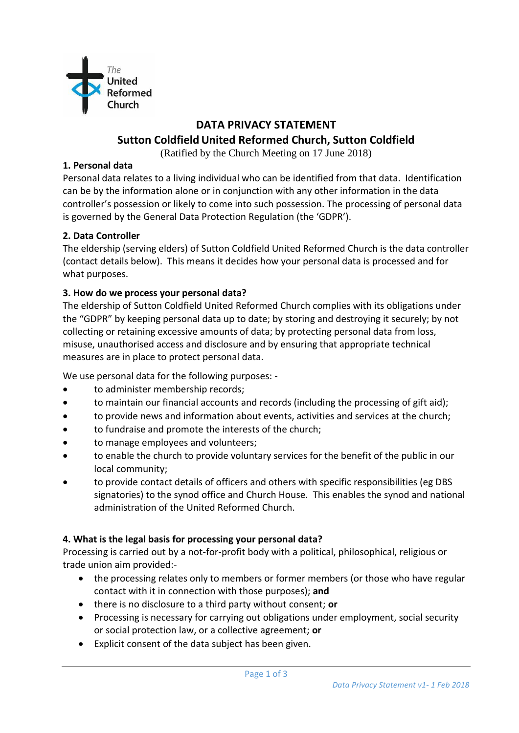# DATA PRIVACY STATEMENT

## Sutton Coldfield United Reformed Church, Sutton Coldfield

(Ratified by the Church Meeting on 17 June 2018)

### 1. Personal data

Personal data relates to a living individual who can be identified from that data. Identification can be by the information alone or in conjunction with any other information in the data controller's possession or likely to come into such possession. The processing of personal data is governed by the General Data Protection Regulation (the 'GDPR').

### 2. Data Controller

The eldership (serving elders) of Sutton Coldfield United Reformed Church is the data controller (contact details below). This means it decides how your personal data is processed and for what purposes.

### 3. How do we process your personal data?

The eldership of Sutton Coldfield United Reformed Church complies with its obligations under the "GDPR" by keeping personal data up to date; by storing and destroying it securely; by not collecting or retaining excessive amounts of data; by protecting personal data from loss, misuse, unauthorised access and disclosure and by ensuring that appropriate technical measures are in place to protect personal data.

We use personal data for the following purposes: -

- to administer membership records;
- to maintain our financial accounts and records (including the processing of gift aid);
- to provide news and information about events, activities and services at the church;
- to fundraise and promote the interests of the church;
- to manage employees and volunteers;
- to enable the church to provide voluntary services for the benefit of the public in our local community;
- to provide contact details of officers and others with specific responsibilities (eg DBS signatories) to the synod office and Church House. This enables the synod and national administration of the United Reformed Church.

### 4. What is the legal basis for processing your personal data?

Processing is carried out by a not-for-profit body with a political, philosophical, religious or trade union aim provided:-

- the processing relates only to members or former members (or those who have regular contact with it in connection with those purposes); **and**
- there is no disclosure to a third party without consent; **or**
- Processing is necessary for carrying out obligations under employment, social security or social protection law, or a collective agreement; **or**
- Explicit consent of the data subject has been given.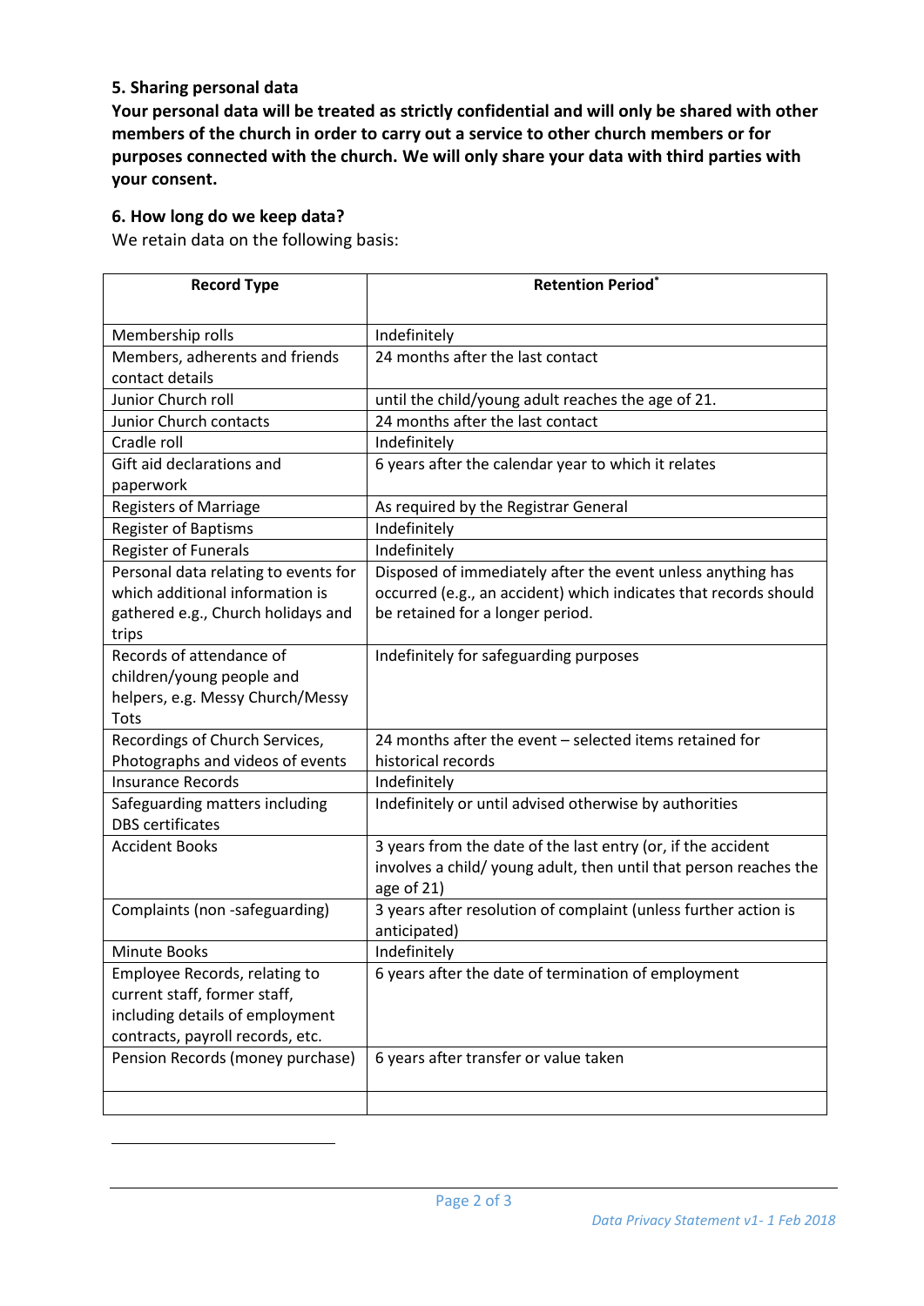### 5. Sharing personal data

**Your personal data will be treated as strictly confidential and will only be shared with other members of the church in order to carry out a service to other church members or for purposes connected with the church. We will only share your data with third parties with your consent.**

### 6. How long do we keep data?

We retain data on the following basis:

| Record Type | Retention Period* |
|---|---|
| Membership rolls | Indefinitely |
| Members, adherents and friends contact details | 24 months after the last contact |
| Junior Church roll | until the child/young adult reaches the age of 21. |
| Junior Church contacts | 24 months after the last contact |
| Cradle roll | Indefinitely |
| Gift aid declarations and paperwork | 6 years after the calendar year to which it relates |
| Registers of Marriage | As required by the Registrar General |
| Register of Baptisms | Indefinitely |
| Register of Funerals | Indefinitely |
| Personal data relating to events for which additional information is gathered e.g., Church holidays and trips | Disposed of immediately after the event unless anything has occurred (e.g., an accident) which indicates that records should be retained for a longer period. |
| Records of attendance of children/young people and helpers, e.g. Messy Church/Messy Tots | Indefinitely for safeguarding purposes |
| Recordings of Church Services, Photographs and videos of events | 24 months after the event – selected items retained for historical records |
| Insurance Records | Indefinitely |
| Safeguarding matters including DBS certificates | Indefinitely or until advised otherwise by authorities |
| Accident Books | 3 years from the date of the last entry (or, if the accident involves a child/ young adult, then until that person reaches the age of 21) |
| Complaints (non -safeguarding) | 3 years after resolution of complaint (unless further action is anticipated) |
| Minute Books | Indefinitely |
| Employee Records, relating to current staff, former staff, including details of employment contracts, payroll records, etc. | 6 years after the date of termination of employment |
| Pension Records (money purchase) | 6 years after transfer or value taken |
| | |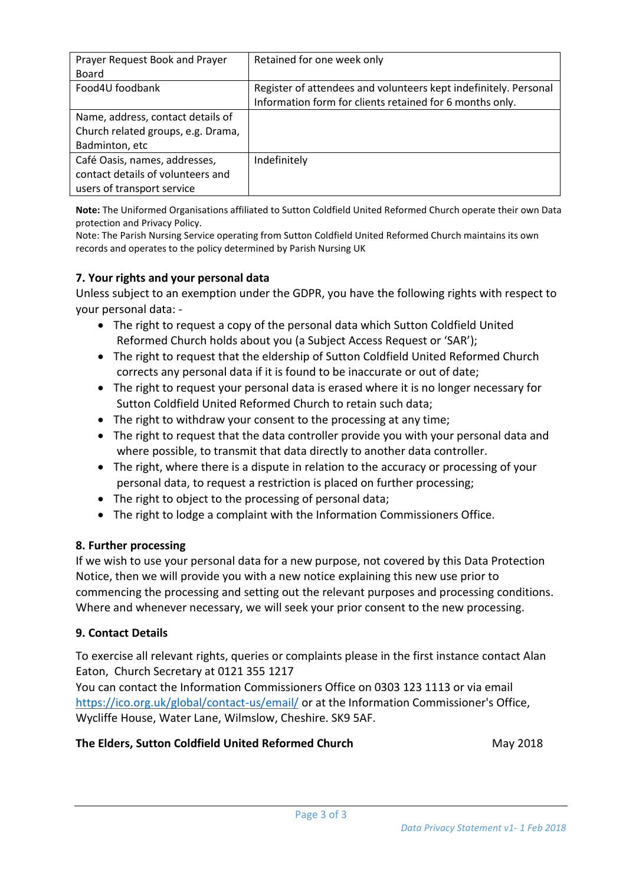| | |
|---|---|
| Prayer Request Book and Prayer Board | Retained for one week only |
| Food4U foodbank | Register of attendees and volunteers kept indefinitely. Personal Information form for clients retained for 6 months only. |
| Name, address, contact details of Church related groups, e.g. Drama, Badminton, etc | |
| Café Oasis, names, addresses, contact details of volunteers and users of transport service | Indefinitely |

**Note:** The Uniformed Organisations affiliated to Sutton Coldfield United Reformed Church operate their own Data protection and Privacy Policy.

Note: The Parish Nursing Service operating from Sutton Coldfield United Reformed Church maintains its own records and operates to the policy determined by Parish Nursing UK

## 7. Your rights and your personal data

Unless subject to an exemption under the GDPR, you have the following rights with respect to your personal data: -

- The right to request a copy of the personal data which Sutton Coldfield United Reformed Church holds about you (a Subject Access Request or 'SAR');
- The right to request that the eldership of Sutton Coldfield United Reformed Church corrects any personal data if it is found to be inaccurate or out of date;
- The right to request your personal data is erased where it is no longer necessary for Sutton Coldfield United Reformed Church to retain such data;
- The right to withdraw your consent to the processing at any time;
- The right to request that the data controller provide you with your personal data and where possible, to transmit that data directly to another data controller.
- The right, where there is a dispute in relation to the accuracy or processing of your personal data, to request a restriction is placed on further processing;
- The right to object to the processing of personal data;
- The right to lodge a complaint with the Information Commissioners Office.

## 8. Further processing

If we wish to use your personal data for a new purpose, not covered by this Data Protection Notice, then we will provide you with a new notice explaining this new use prior to commencing the processing and setting out the relevant purposes and processing conditions. Where and whenever necessary, we will seek your prior consent to the new processing.

## 9. Contact Details

To exercise all relevant rights, queries or complaints please in the first instance contact Alan Eaton, Church Secretary at 0121 355 1217

You can contact the Information Commissioners Office on 0303 123 1113 or via email https://ico.org.uk/global/contact-us/email/ or at the Information Commissioner's Office, Wycliffe House, Water Lane, Wilmslow, Cheshire. SK9 5AF.

**The Elders, Sutton Coldfield United Reformed Church** May 2018

*Data Privacy Statement v1- 1 Feb 2018*